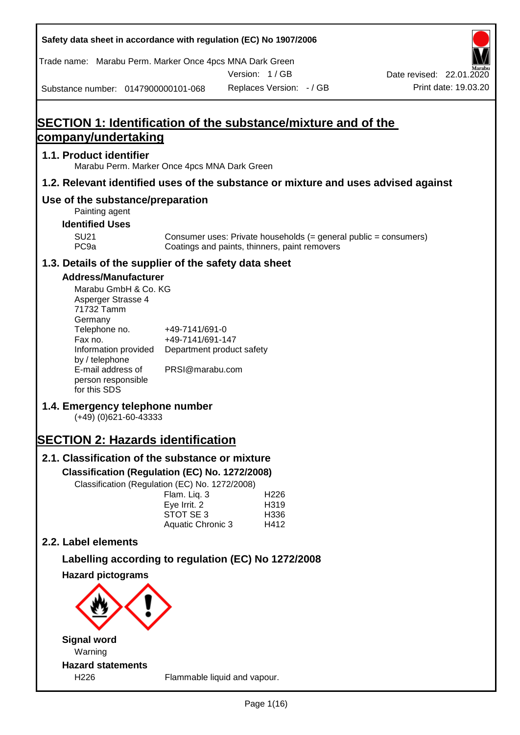Safety data sheet in accordance with regulation (EC) No 1907/2006

Trade name: Marabu Perm. Marker Once 4pcs MNA Dark Green

Version: 1 / GB

Date revised: 22.01.2020

Substance number: 0147900000101-068

Replaces Version: - / GB

Print date: 19.03.20

# SECTION 1: Identification of the substance/mixture and of the company/undertaking

## 1.1. Product identifier

Marabu Perm. Marker Once 4pcs MNA Dark Green

## 1.2. Relevant identified uses of the substance or mixture and uses advised against

## Use of the substance/preparation

Painting agent

### Identified Uses

| | |
|---|---|
| SU21 | Consumer uses: Private households (= general public = consumers) |
| PC9a | Coatings and paints, thinners, paint removers |

## 1.3. Details of the supplier of the safety data sheet

### Address/Manufacturer

Marabu GmbH & Co. KG
Asperger Strasse 4
71732 Tamm
Germany

| | |
|---|---|
| Telephone no. | +49-7141/691-0 |
| Fax no. | +49-7141/691-147 |
| Information provided by / telephone | Department product safety |
| E-mail address of person responsible for this SDS | PRSI@marabu.com |

## 1.4. Emergency telephone number

(+49) (0)621-60-43333

# SECTION 2: Hazards identification

## 2.1. Classification of the substance or mixture

### Classification (Regulation (EC) No. 1272/2008)

Classification (Regulation (EC) No. 1272/2008)

| | |
|---|---|
| Flam. Liq. 3 | H226 |
| Eye Irrit. 2 | H319 |
| STOT SE 3 | H336 |
| Aquatic Chronic 3 | H412 |

## 2.2. Label elements

### Labelling according to regulation (EC) No 1272/2008

### Hazard pictograms

### Signal word

Warning

### Hazard statements

| | |
|---|---|
| H226 | Flammable liquid and vapour. |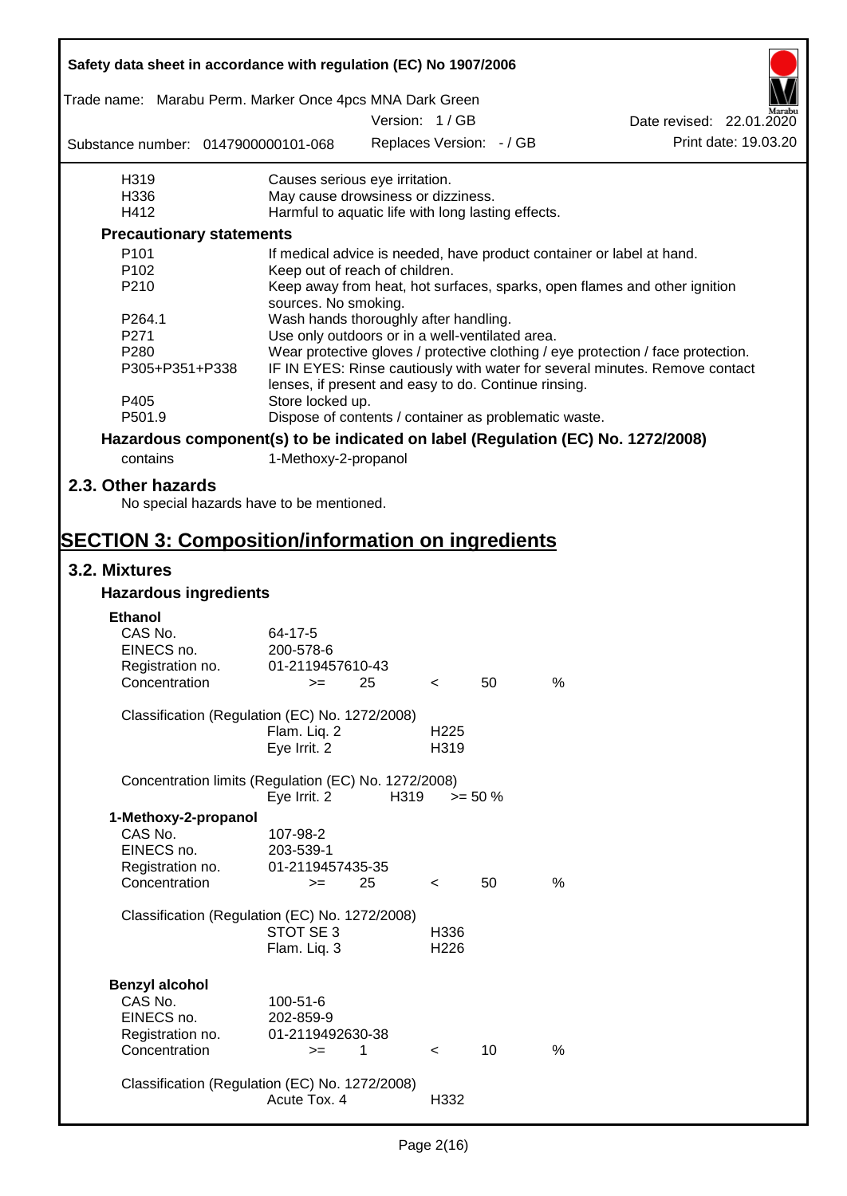| H-statement | Text |
|---|---|
| H319 | Causes serious eye irritation. |
| H336 | May cause drowsiness or dizziness. |
| H412 | Harmful to aquatic life with long lasting effects. |

### Precautionary statements

| P-statement | Text |
|---|---|
| P101 | If medical advice is needed, have product container or label at hand. |
| P102 | Keep out of reach of children. |
| P210 | Keep away from heat, hot surfaces, sparks, open flames and other ignition sources. No smoking. |
| P264.1 | Wash hands thoroughly after handling. |
| P271 | Use only outdoors or in a well-ventilated area. |
| P280 | Wear protective gloves / protective clothing / eye protection / face protection. |
| P305+P351+P338 | IF IN EYES: Rinse cautiously with water for several minutes. Remove contact lenses, if present and easy to do. Continue rinsing. |
| P405 | Store locked up. |
| P501.9 | Dispose of contents / container as problematic waste. |

### Hazardous component(s) to be indicated on label (Regulation (EC) No. 1272/2008)

contains 1-Methoxy-2-propanol

## 2.3. Other hazards

No special hazards have to be mentioned.

# SECTION 3: Composition/information on ingredients

## 3.2. Mixtures

### Hazardous ingredients

**Ethanol**

| | |
|---|---|
| CAS No. | 64-17-5 |
| EINECS no. | 200-578-6 |
| Registration no. | 01-2119457610-43 |
| Concentration | >= 25 < 50 % |

Classification (Regulation (EC) No. 1272/2008)

| | |
|---|---|
| Flam. Liq. 2 | H225 |
| Eye Irrit. 2 | H319 |

Concentration limits (Regulation (EC) No. 1272/2008)

| | | |
|---|---|---|
| Eye Irrit. 2 | H319 | >= 50 % |

**1-Methoxy-2-propanol**

| | |
|---|---|
| CAS No. | 107-98-2 |
| EINECS no. | 203-539-1 |
| Registration no. | 01-2119457435-35 |
| Concentration | >= 25 < 50 % |

Classification (Regulation (EC) No. 1272/2008)

| | |
|---|---|
| STOT SE 3 | H336 |
| Flam. Liq. 3 | H226 |

**Benzyl alcohol**

| | |
|---|---|
| CAS No. | 100-51-6 |
| EINECS no. | 202-859-9 |
| Registration no. | 01-2119492630-38 |
| Concentration | >= 1 < 10 % |

Classification (Regulation (EC) No. 1272/2008)

| | |
|---|---|
| Acute Tox. 4 | H332 |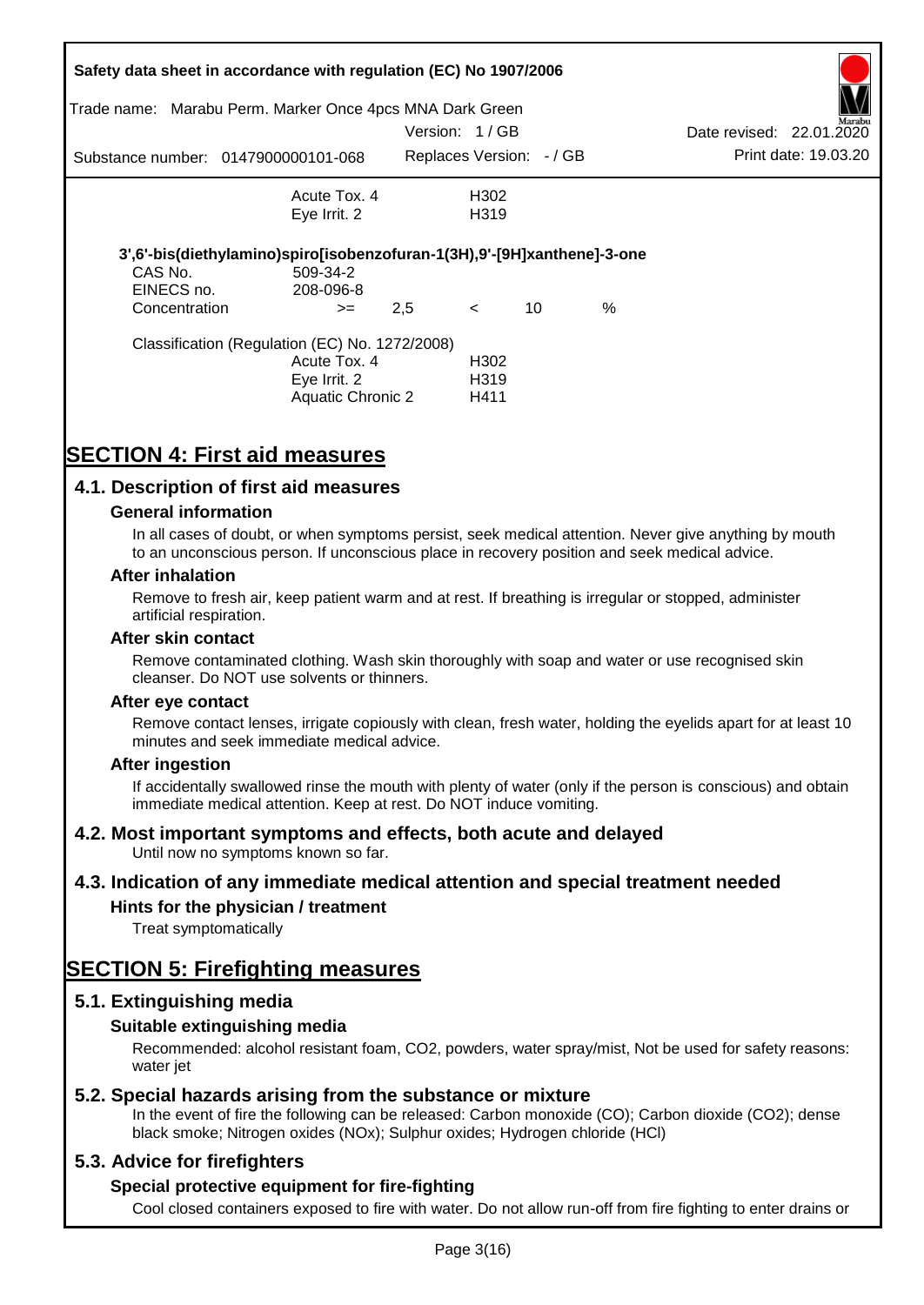| | | |
|---|---|---|
| | Acute Tox. 4 | H302 |
| | Eye Irrit. 2 | H319 |

**3',6'-bis(diethylamino)spiro[isobenzofuran-1(3H),9'-[9H]xanthene]-3-one**

| | | | | | |
|---|---|---|---|---|---|
| CAS No. | 509-34-2 | | | | |
| EINECS no. | 208-096-8 | | | | |
| Concentration | >= | 2,5 | < | 10 | % |

Classification (Regulation (EC) No. 1272/2008)

| | |
|---|---|
| Acute Tox. 4 | H302 |
| Eye Irrit. 2 | H319 |
| Aquatic Chronic 2 | H411 |

# SECTION 4: First aid measures

## 4.1. Description of first aid measures

### General information

In all cases of doubt, or when symptoms persist, seek medical attention. Never give anything by mouth to an unconscious person. If unconscious place in recovery position and seek medical advice.

### After inhalation

Remove to fresh air, keep patient warm and at rest. If breathing is irregular or stopped, administer artificial respiration.

### After skin contact

Remove contaminated clothing. Wash skin thoroughly with soap and water or use recognised skin cleanser. Do NOT use solvents or thinners.

### After eye contact

Remove contact lenses, irrigate copiously with clean, fresh water, holding the eyelids apart for at least 10 minutes and seek immediate medical advice.

### After ingestion

If accidentally swallowed rinse the mouth with plenty of water (only if the person is conscious) and obtain immediate medical attention. Keep at rest. Do NOT induce vomiting.

## 4.2. Most important symptoms and effects, both acute and delayed

Until now no symptoms known so far.

## 4.3. Indication of any immediate medical attention and special treatment needed

### Hints for the physician / treatment

Treat symptomatically

# SECTION 5: Firefighting measures

## 5.1. Extinguishing media

### Suitable extinguishing media

Recommended: alcohol resistant foam, $CO_2$, powders, water spray/mist, Not be used for safety reasons: water jet

## 5.2. Special hazards arising from the substance or mixture

In the event of fire the following can be released: Carbon monoxide (CO); Carbon dioxide ($CO_2$); dense black smoke; Nitrogen oxides ($NO_x$); Sulphur oxides; Hydrogen chloride (HCl)

## 5.3. Advice for firefighters

### Special protective equipment for fire-fighting

Cool closed containers exposed to fire with water. Do not allow run-off from fire fighting to enter drains or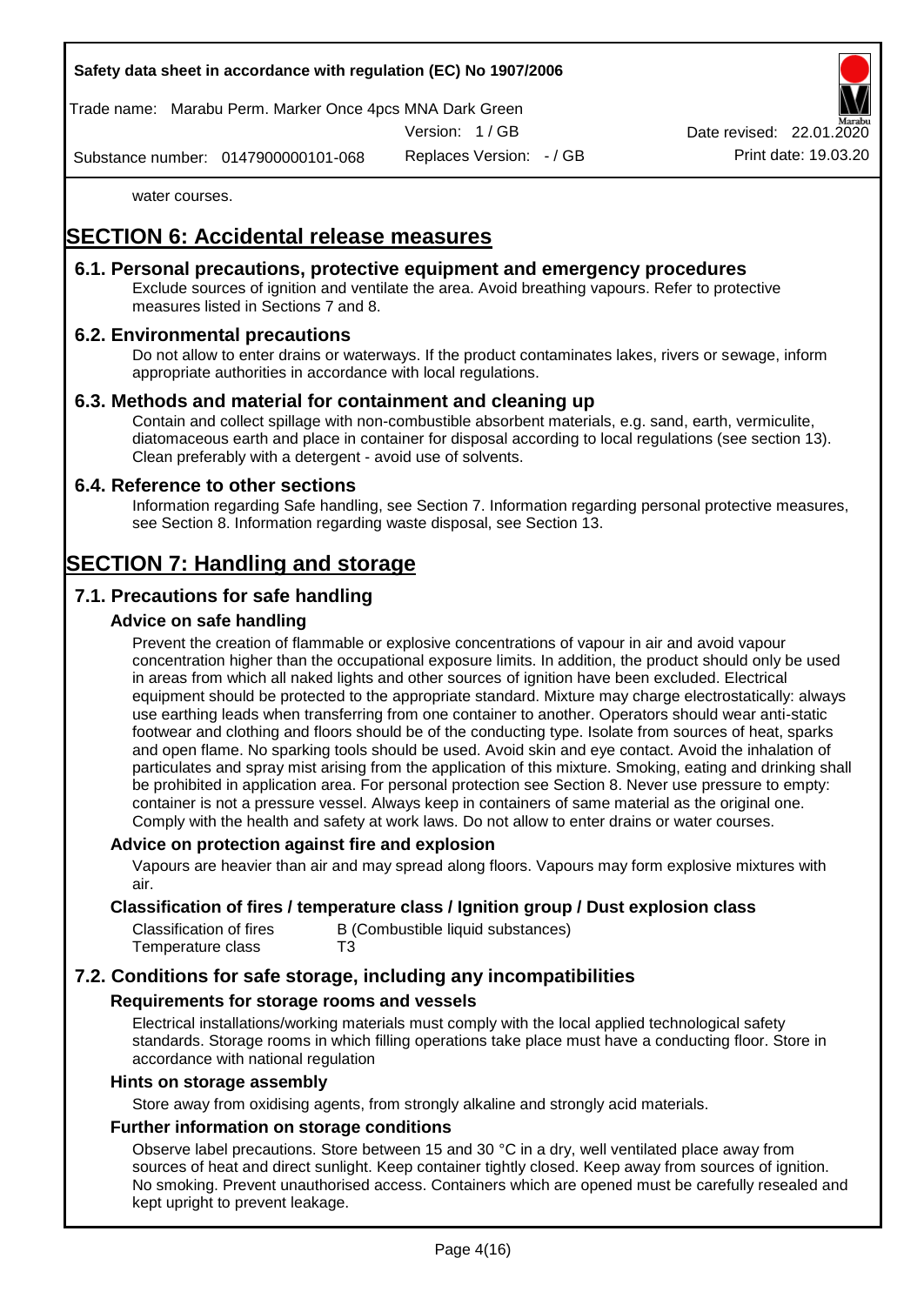water courses.

# SECTION 6: Accidental release measures

## 6.1. Personal precautions, protective equipment and emergency procedures

Exclude sources of ignition and ventilate the area. Avoid breathing vapours. Refer to protective measures listed in Sections 7 and 8.

## 6.2. Environmental precautions

Do not allow to enter drains or waterways. If the product contaminates lakes, rivers or sewage, inform appropriate authorities in accordance with local regulations.

## 6.3. Methods and material for containment and cleaning up

Contain and collect spillage with non-combustible absorbent materials, e.g. sand, earth, vermiculite, diatomaceous earth and place in container for disposal according to local regulations (see section 13). Clean preferably with a detergent - avoid use of solvents.

## 6.4. Reference to other sections

Information regarding Safe handling, see Section 7. Information regarding personal protective measures, see Section 8. Information regarding waste disposal, see Section 13.

# SECTION 7: Handling and storage

## 7.1. Precautions for safe handling

### Advice on safe handling

Prevent the creation of flammable or explosive concentrations of vapour in air and avoid vapour concentration higher than the occupational exposure limits. In addition, the product should only be used in areas from which all naked lights and other sources of ignition have been excluded. Electrical equipment should be protected to the appropriate standard. Mixture may charge electrostatically: always use earthing leads when transferring from one container to another. Operators should wear anti-static footwear and clothing and floors should be of the conducting type. Isolate from sources of heat, sparks and open flame. No sparking tools should be used. Avoid skin and eye contact. Avoid the inhalation of particulates and spray mist arising from the application of this mixture. Smoking, eating and drinking shall be prohibited in application area. For personal protection see Section 8. Never use pressure to empty: container is not a pressure vessel. Always keep in containers of same material as the original one. Comply with the health and safety at work laws. Do not allow to enter drains or water courses.

### Advice on protection against fire and explosion

Vapours are heavier than air and may spread along floors. Vapours may form explosive mixtures with air.

### Classification of fires / temperature class / Ignition group / Dust explosion class

| | |
|---|---|
| Classification of fires | B (Combustible liquid substances) |
| Temperature class | T3 |

## 7.2. Conditions for safe storage, including any incompatibilities

### Requirements for storage rooms and vessels

Electrical installations/working materials must comply with the local applied technological safety standards. Storage rooms in which filling operations take place must have a conducting floor. Store in accordance with national regulation

### Hints on storage assembly

Store away from oxidising agents, from strongly alkaline and strongly acid materials.

### Further information on storage conditions

Observe label precautions. Store between 15 and 30 °C in a dry, well ventilated place away from sources of heat and direct sunlight. Keep container tightly closed. Keep away from sources of ignition. No smoking. Prevent unauthorised access. Containers which are opened must be carefully resealed and kept upright to prevent leakage.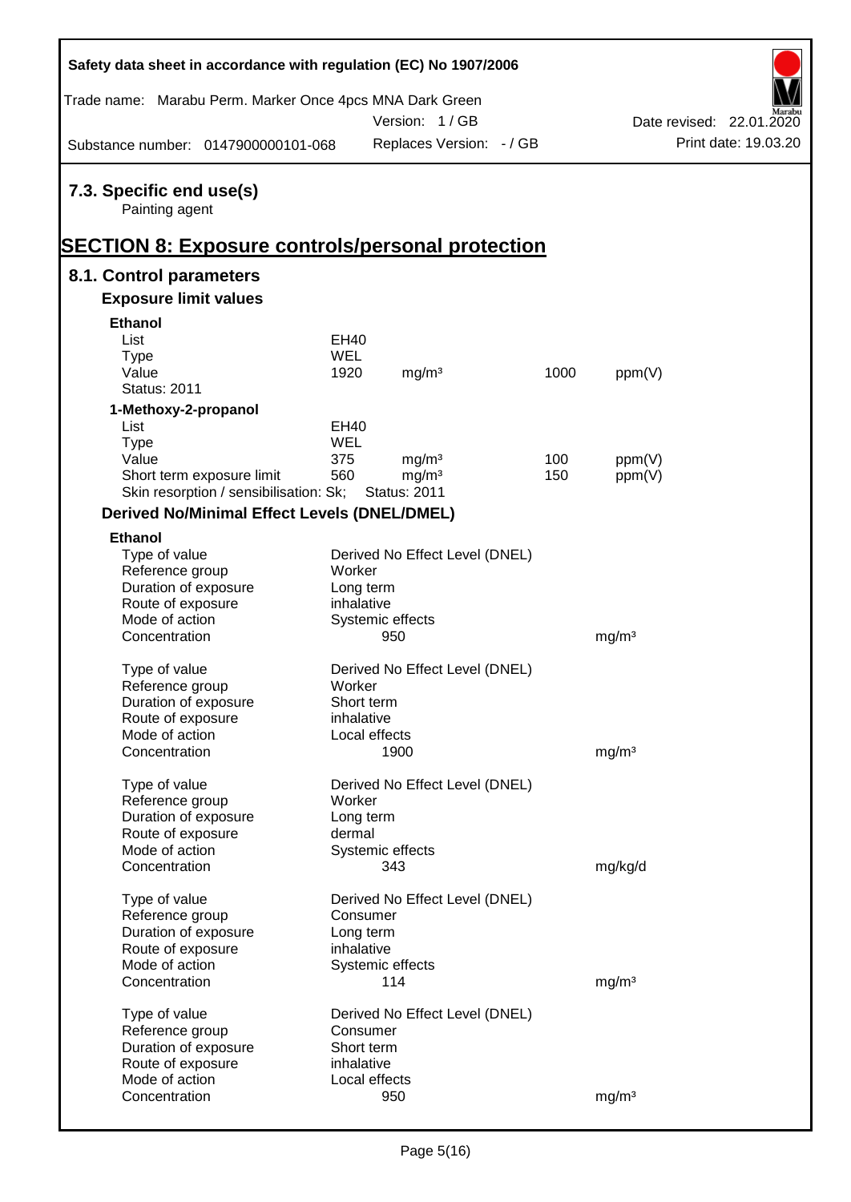### 7.3. Specific end use(s)

Painting agent

## SECTION 8: Exposure controls/personal protection

### 8.1. Control parameters

#### Exposure limit values

**Ethanol**

| | | | | |
|---|---|---|---|---|
| List | EH40 | | | |
| Type | WEL | | | |
| Value | 1920 | mg/m³ | 1000 | ppm(V) |
| Status: 2011 | | | | |

**1-Methoxy-2-propanol**

| | | | | |
|---|---|---|---|---|
| List | EH40 | | | |
| Type | WEL | | | |
| Value | 375 | mg/m³ | 100 | ppm(V) |
| Short term exposure limit | 560 | mg/m³ | 150 | ppm(V) |
| Skin resorption / sensibilisation: Sk; | Status: 2011 | | | |

#### Derived No/Minimal Effect Levels (DNEL/DMEL)

**Ethanol**

| | | |
|---|---|---|
| Type of value | Derived No Effect Level (DNEL) | |
| Reference group | Worker | |
| Duration of exposure | Long term | |
| Route of exposure | inhalative | |
| Mode of action | Systemic effects | |
| Concentration | 950 | mg/m³ |

| | | |
|---|---|---|
| Type of value | Derived No Effect Level (DNEL) | |
| Reference group | Worker | |
| Duration of exposure | Short term | |
| Route of exposure | inhalative | |
| Mode of action | Local effects | |
| Concentration | 1900 | mg/m³ |

| | | |
|---|---|---|
| Type of value | Derived No Effect Level (DNEL) | |
| Reference group | Worker | |
| Duration of exposure | Long term | |
| Route of exposure | dermal | |
| Mode of action | Systemic effects | |
| Concentration | 343 | mg/kg/d |

| | | |
|---|---|---|
| Type of value | Derived No Effect Level (DNEL) | |
| Reference group | Consumer | |
| Duration of exposure | Long term | |
| Route of exposure | inhalative | |
| Mode of action | Systemic effects | |
| Concentration | 114 | mg/m³ |

| | | |
|---|---|---|
| Type of value | Derived No Effect Level (DNEL) | |
| Reference group | Consumer | |
| Duration of exposure | Short term | |
| Route of exposure | inhalative | |
| Mode of action | Local effects | |
| Concentration | 950 | mg/m³ |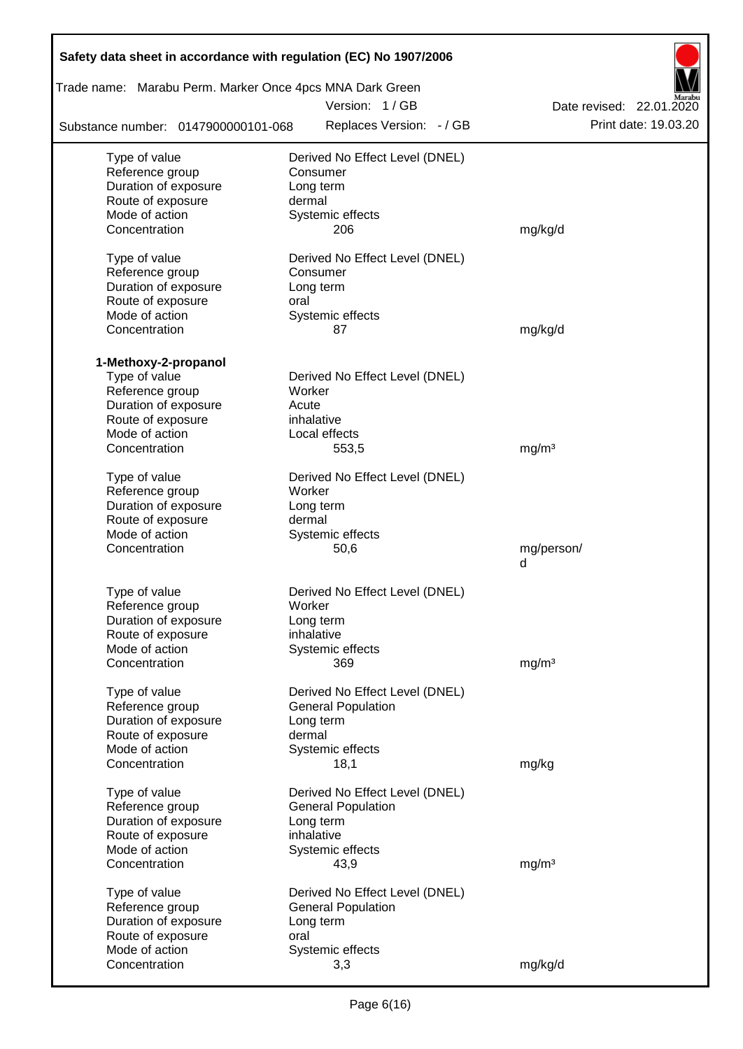| | | |
|---|---|---|
| Type of value | Derived No Effect Level (DNEL) | |
| Reference group | Consumer | |
| Duration of exposure | Long term | |
| Route of exposure | dermal | |
| Mode of action | Systemic effects | |
| Concentration | 206 | mg/kg/d |

| | | |
|---|---|---|
| Type of value | Derived No Effect Level (DNEL) | |
| Reference group | Consumer | |
| Duration of exposure | Long term | |
| Route of exposure | oral | |
| Mode of action | Systemic effects | |
| Concentration | 87 | mg/kg/d |

**1-Methoxy-2-propanol**

| | | |
|---|---|---|
| Type of value | Derived No Effect Level (DNEL) | |
| Reference group | Worker | |
| Duration of exposure | Acute | |
| Route of exposure | inhalative | |
| Mode of action | Local effects | |
| Concentration | 553,5 | mg/m³ |

| | | |
|---|---|---|
| Type of value | Derived No Effect Level (DNEL) | |
| Reference group | Worker | |
| Duration of exposure | Long term | |
| Route of exposure | dermal | |
| Mode of action | Systemic effects | |
| Concentration | 50,6 | mg/person/d |

| | | |
|---|---|---|
| Type of value | Derived No Effect Level (DNEL) | |
| Reference group | Worker | |
| Duration of exposure | Long term | |
| Route of exposure | inhalative | |
| Mode of action | Systemic effects | |
| Concentration | 369 | mg/m³ |

| | | |
|---|---|---|
| Type of value | Derived No Effect Level (DNEL) | |
| Reference group | General Population | |
| Duration of exposure | Long term | |
| Route of exposure | dermal | |
| Mode of action | Systemic effects | |
| Concentration | 18,1 | mg/kg |

| | | |
|---|---|---|
| Type of value | Derived No Effect Level (DNEL) | |
| Reference group | General Population | |
| Duration of exposure | Long term | |
| Route of exposure | inhalative | |
| Mode of action | Systemic effects | |
| Concentration | 43,9 | mg/m³ |

| | | |
|---|---|---|
| Type of value | Derived No Effect Level (DNEL) | |
| Reference group | General Population | |
| Duration of exposure | Long term | |
| Route of exposure | oral | |
| Mode of action | Systemic effects | |
| Concentration | 3,3 | mg/kg/d |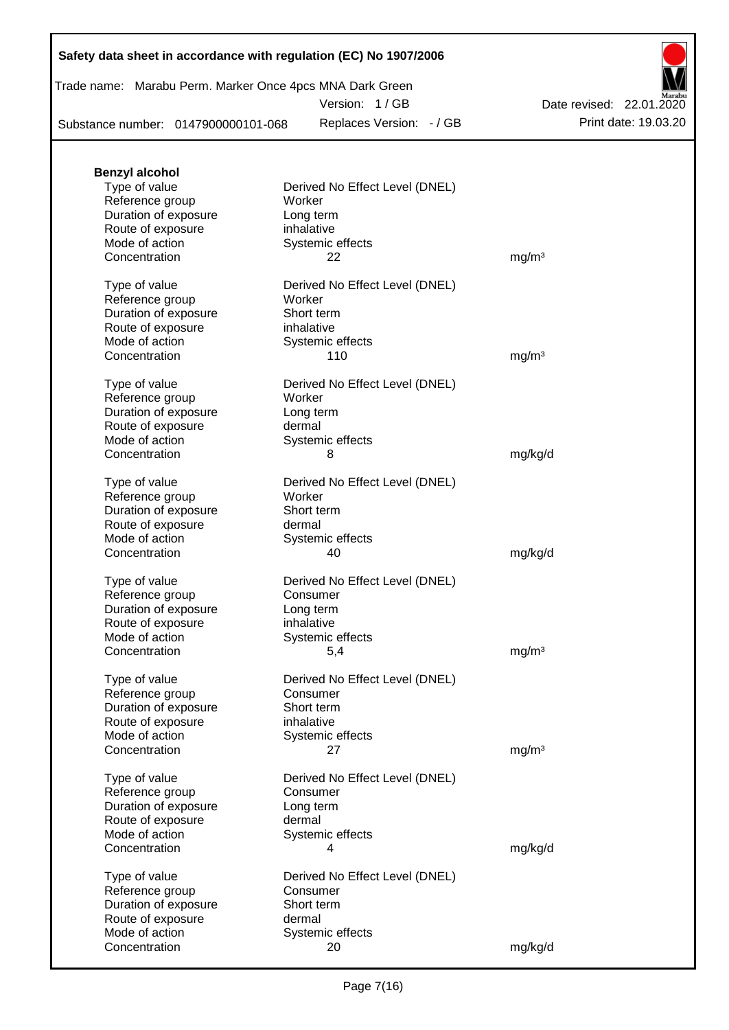**Benzyl alcohol**

| | | |
|---|---|---|
| Type of value | Derived No Effect Level (DNEL) | |
| Reference group | Worker | |
| Duration of exposure | Long term | |
| Route of exposure | inhalative | |
| Mode of action | Systemic effects | |
| Concentration | 22 | mg/m³ |

| | | |
|---|---|---|
| Type of value | Derived No Effect Level (DNEL) | |
| Reference group | Worker | |
| Duration of exposure | Short term | |
| Route of exposure | inhalative | |
| Mode of action | Systemic effects | |
| Concentration | 110 | mg/m³ |

| | | |
|---|---|---|
| Type of value | Derived No Effect Level (DNEL) | |
| Reference group | Worker | |
| Duration of exposure | Long term | |
| Route of exposure | dermal | |
| Mode of action | Systemic effects | |
| Concentration | 8 | mg/kg/d |

| | | |
|---|---|---|
| Type of value | Derived No Effect Level (DNEL) | |
| Reference group | Worker | |
| Duration of exposure | Short term | |
| Route of exposure | dermal | |
| Mode of action | Systemic effects | |
| Concentration | 40 | mg/kg/d |

| | | |
|---|---|---|
| Type of value | Derived No Effect Level (DNEL) | |
| Reference group | Consumer | |
| Duration of exposure | Long term | |
| Route of exposure | inhalative | |
| Mode of action | Systemic effects | |
| Concentration | 5,4 | mg/m³ |

| | | |
|---|---|---|
| Type of value | Derived No Effect Level (DNEL) | |
| Reference group | Consumer | |
| Duration of exposure | Short term | |
| Route of exposure | inhalative | |
| Mode of action | Systemic effects | |
| Concentration | 27 | mg/m³ |

| | | |
|---|---|---|
| Type of value | Derived No Effect Level (DNEL) | |
| Reference group | Consumer | |
| Duration of exposure | Long term | |
| Route of exposure | dermal | |
| Mode of action | Systemic effects | |
| Concentration | 4 | mg/kg/d |

| | | |
|---|---|---|
| Type of value | Derived No Effect Level (DNEL) | |
| Reference group | Consumer | |
| Duration of exposure | Short term | |
| Route of exposure | dermal | |
| Mode of action | Systemic effects | |
| Concentration | 20 | mg/kg/d |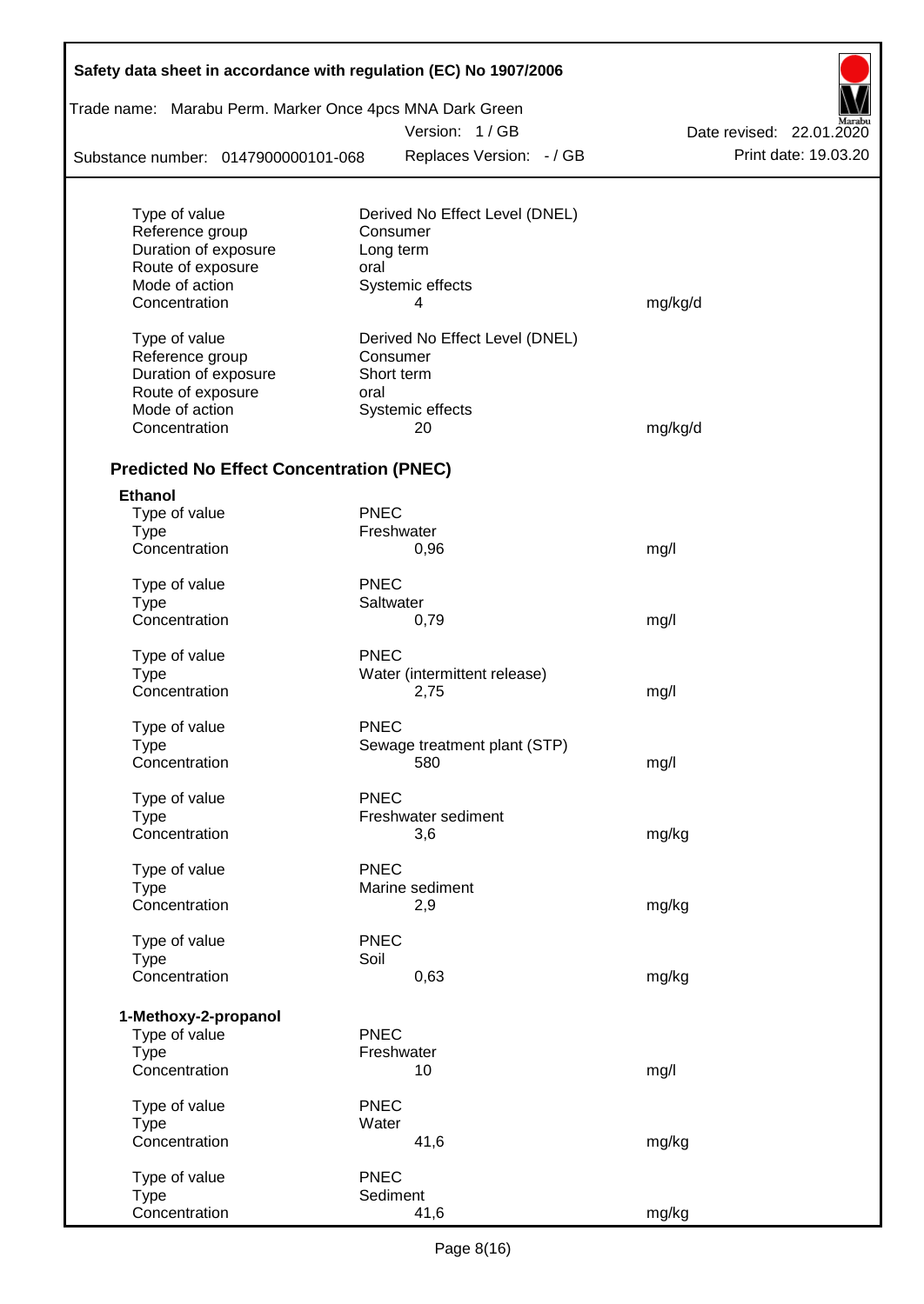| | | |
|---|---|---|
| Type of value | Derived No Effect Level (DNEL) | |
| Reference group | Consumer | |
| Duration of exposure | Long term | |
| Route of exposure | oral | |
| Mode of action | Systemic effects | |
| Concentration | 4 | mg/kg/d |

| | | |
|---|---|---|
| Type of value | Derived No Effect Level (DNEL) | |
| Reference group | Consumer | |
| Duration of exposure | Short term | |
| Route of exposure | oral | |
| Mode of action | Systemic effects | |
| Concentration | 20 | mg/kg/d |

### Predicted No Effect Concentration (PNEC)

**Ethanol**

| | | |
|---|---|---|
| Type of value | PNEC | |
| Type | Freshwater | |
| Concentration | 0,96 | mg/l |

| | | |
|---|---|---|
| Type of value | PNEC | |
| Type | Saltwater | |
| Concentration | 0,79 | mg/l |

| | | |
|---|---|---|
| Type of value | PNEC | |
| Type | Water (intermittent release) | |
| Concentration | 2,75 | mg/l |

| | | |
|---|---|---|
| Type of value | PNEC | |
| Type | Sewage treatment plant (STP) | |
| Concentration | 580 | mg/l |

| | | |
|---|---|---|
| Type of value | PNEC | |
| Type | Freshwater sediment | |
| Concentration | 3,6 | mg/kg |

| | | |
|---|---|---|
| Type of value | PNEC | |
| Type | Marine sediment | |
| Concentration | 2,9 | mg/kg |

| | | |
|---|---|---|
| Type of value | PNEC | |
| Type | Soil | |
| Concentration | 0,63 | mg/kg |

**1-Methoxy-2-propanol**

| | | |
|---|---|---|
| Type of value | PNEC | |
| Type | Freshwater | |
| Concentration | 10 | mg/l |

| | | |
|---|---|---|
| Type of value | PNEC | |
| Type | Water | |
| Concentration | 41,6 | mg/kg |

| | | |
|---|---|---|
| Type of value | PNEC | |
| Type | Sediment | |
| Concentration | 41,6 | mg/kg |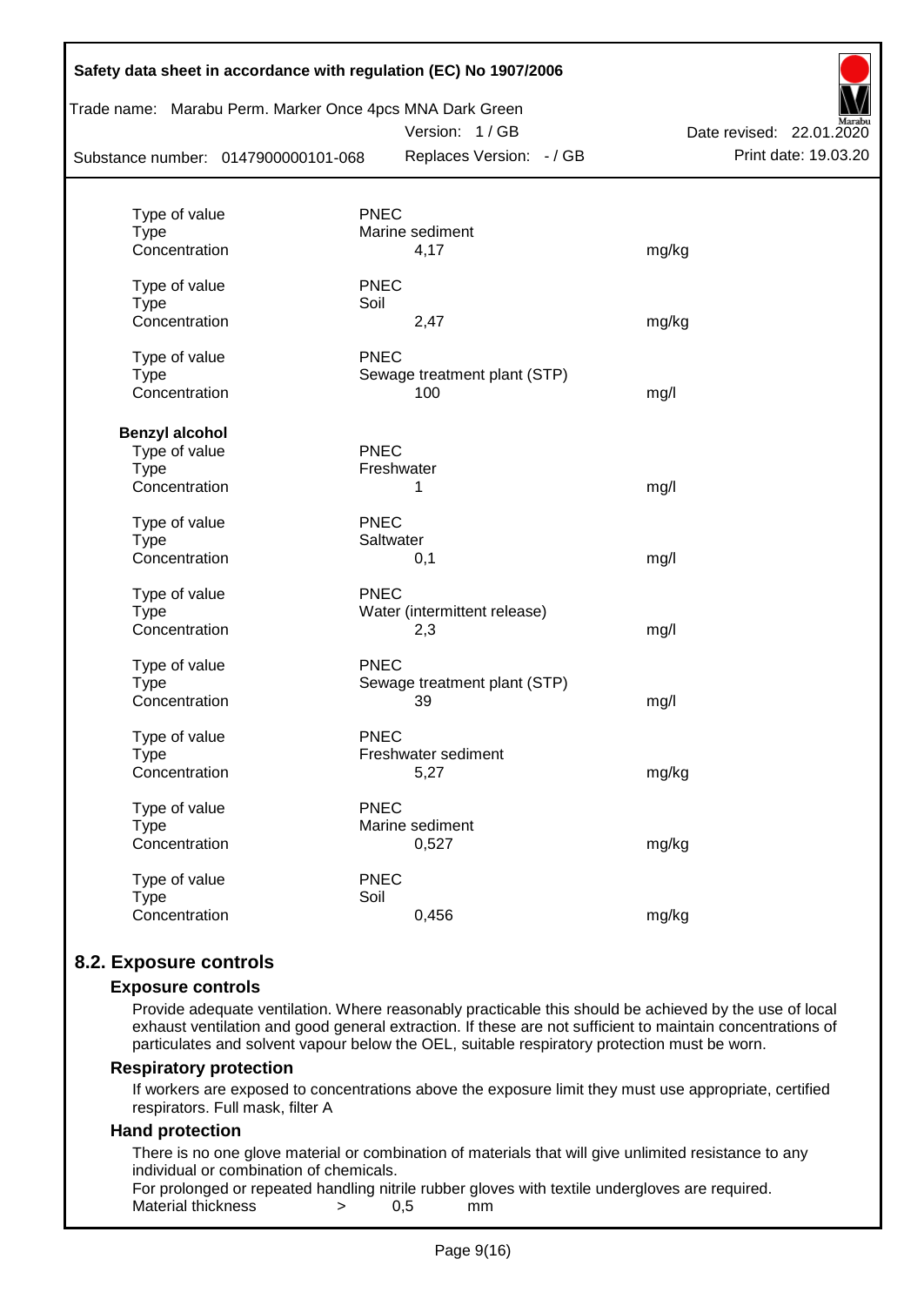| | | |
|---|---|---|
| Type of value | PNEC | |
| Type | Marine sediment | |
| Concentration | 4,17 | mg/kg |
| | | |
| Type of value | PNEC | |
| Type | Soil | |
| Concentration | 2,47 | mg/kg |
| | | |
| Type of value | PNEC | |
| Type | Sewage treatment plant (STP) | |
| Concentration | 100 | mg/l |

**Benzyl alcohol**

| | | |
|---|---|---|
| Type of value | PNEC | |
| Type | Freshwater | |
| Concentration | 1 | mg/l |
| | | |
| Type of value | PNEC | |
| Type | Saltwater | |
| Concentration | 0,1 | mg/l |
| | | |
| Type of value | PNEC | |
| Type | Water (intermittent release) | |
| Concentration | 2,3 | mg/l |
| | | |
| Type of value | PNEC | |
| Type | Sewage treatment plant (STP) | |
| Concentration | 39 | mg/l |
| | | |
| Type of value | PNEC | |
| Type | Freshwater sediment | |
| Concentration | 5,27 | mg/kg |
| | | |
| Type of value | PNEC | |
| Type | Marine sediment | |
| Concentration | 0,527 | mg/kg |
| | | |
| Type of value | PNEC | |
| Type | Soil | |
| Concentration | 0,456 | mg/kg |

## 8.2. Exposure controls

### Exposure controls

Provide adequate ventilation. Where reasonably practicable this should be achieved by the use of local exhaust ventilation and good general extraction. If these are not sufficient to maintain concentrations of particulates and solvent vapour below the OEL, suitable respiratory protection must be worn.

### Respiratory protection

If workers are exposed to concentrations above the exposure limit they must use appropriate, certified respirators. Full mask, filter A

### Hand protection

There is no one glove material or combination of materials that will give unlimited resistance to any individual or combination of chemicals.

For prolonged or repeated handling nitrile rubber gloves with textile undergloves are required.

Material thickness > 0,5 mm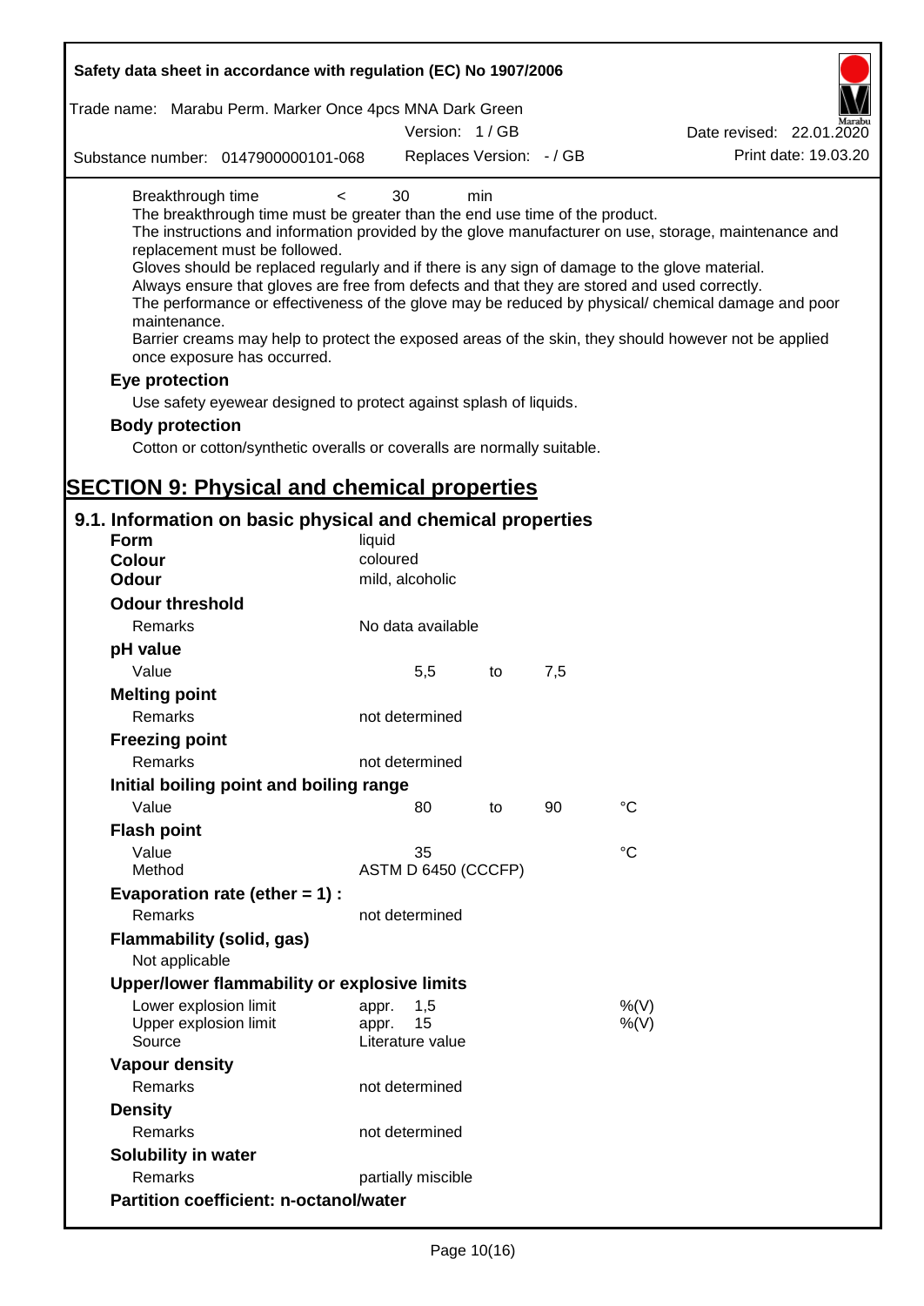Breakthrough time < 30 min

The breakthrough time must be greater than the end use time of the product.

The instructions and information provided by the glove manufacturer on use, storage, maintenance and replacement must be followed.

Gloves should be replaced regularly and if there is any sign of damage to the glove material.

Always ensure that gloves are free from defects and that they are stored and used correctly.

The performance or effectiveness of the glove may be reduced by physical/ chemical damage and poor maintenance.

Barrier creams may help to protect the exposed areas of the skin, they should however not be applied once exposure has occurred.

**Eye protection**

Use safety eyewear designed to protect against splash of liquids.

**Body protection**

Cotton or cotton/synthetic overalls or coveralls are normally suitable.

# SECTION 9: Physical and chemical properties

## 9.1. Information on basic physical and chemical properties

| | | | | | |
|---|---|---|---|---|---|
| **Form** | liquid | | | | |
| **Colour** | coloured | | | | |
| **Odour** | mild, alcoholic | | | | |
| **Odour threshold** | | | | | |
| Remarks | No data available | | | | |
| **pH value** | | | | | |
| Value | | 5,5 | to | 7,5 | |
| **Melting point** | | | | | |
| Remarks | not determined | | | | |
| **Freezing point** | | | | | |
| Remarks | not determined | | | | |
| **Initial boiling point and boiling range** | | | | | |
| Value | | 80 | to | 90 | °C |
| **Flash point** | | | | | |
| Value | | 35 | | | °C |
| Method | ASTM D 6450 (CCCFP) | | | | |
| **Evaporation rate (ether = 1) :** | | | | | |
| Remarks | not determined | | | | |
| **Flammability (solid, gas)** | | | | | |
| Not applicable | | | | | |
| **Upper/lower flammability or explosive limits** | | | | | |
| Lower explosion limit | appr. | 1,5 | | | %(V) |
| Upper explosion limit | appr. | 15 | | | %(V) |
| Source | Literature value | | | | |
| **Vapour density** | | | | | |
| Remarks | not determined | | | | |
| **Density** | | | | | |
| Remarks | not determined | | | | |
| **Solubility in water** | | | | | |
| Remarks | partially miscible | | | | |
| **Partition coefficient: n-octanol/water** | | | | | |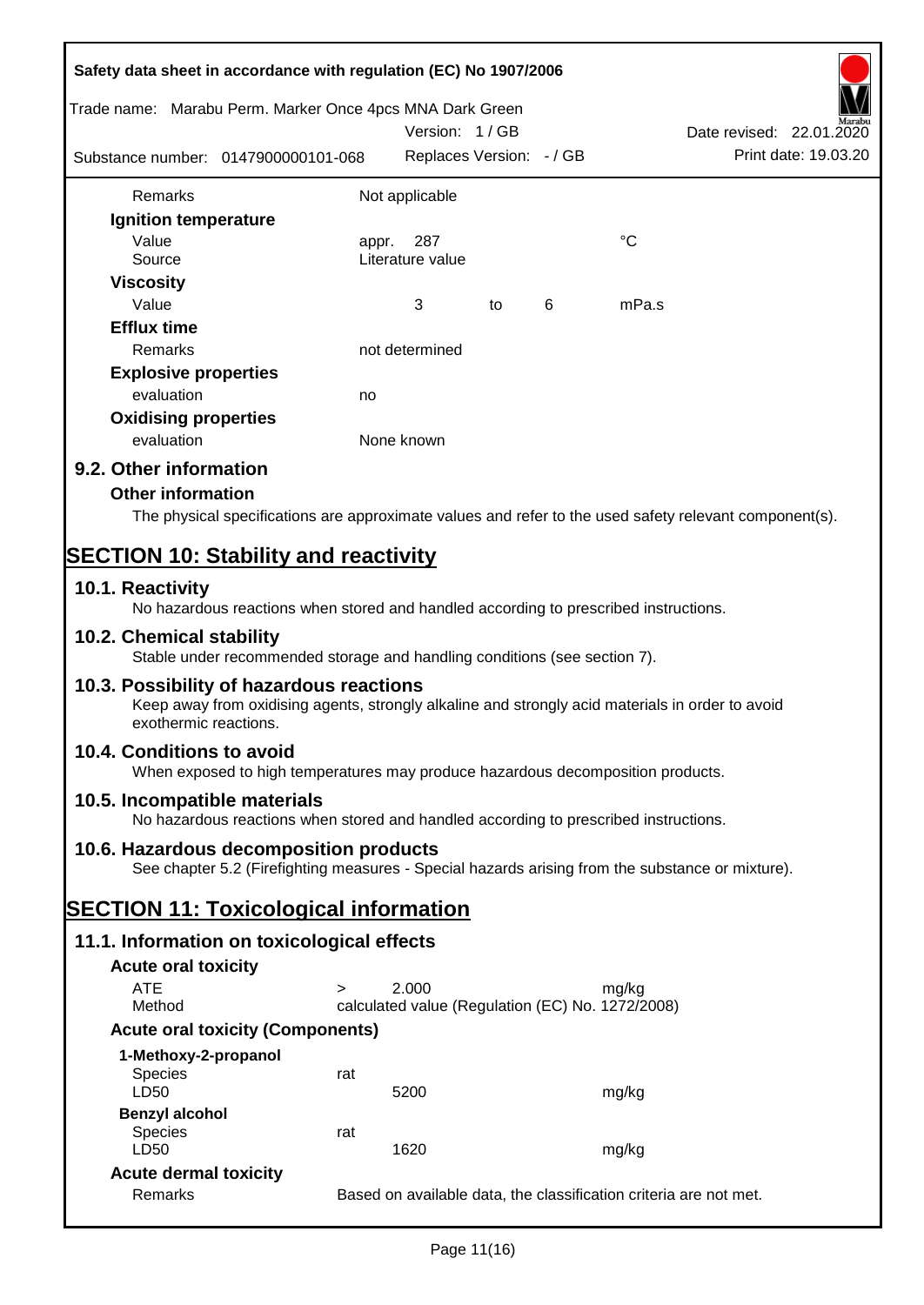| | | | | | |
|---|---|---|---|---|---|
| Remarks | Not applicable | | | | |
| **Ignition temperature** | | | | | |
| Value | appr. | 287 | | | °C |
| Source | Literature value | | | | |
| **Viscosity** | | | | | |
| Value | | 3 | to | 6 | mPa.s |
| **Efflux time** | | | | | |
| Remarks | not determined | | | | |
| **Explosive properties** | | | | | |
| evaluation | no | | | | |
| **Oxidising properties** | | | | | |
| evaluation | None known | | | | |

## 9.2. Other information

### Other information

The physical specifications are approximate values and refer to the used safety relevant component(s).

# SECTION 10: Stability and reactivity

## 10.1. Reactivity

No hazardous reactions when stored and handled according to prescribed instructions.

## 10.2. Chemical stability

Stable under recommended storage and handling conditions (see section 7).

## 10.3. Possibility of hazardous reactions

Keep away from oxidising agents, strongly alkaline and strongly acid materials in order to avoid exothermic reactions.

## 10.4. Conditions to avoid

When exposed to high temperatures may produce hazardous decomposition products.

## 10.5. Incompatible materials

No hazardous reactions when stored and handled according to prescribed instructions.

## 10.6. Hazardous decomposition products

See chapter 5.2 (Firefighting measures - Special hazards arising from the substance or mixture).

# SECTION 11: Toxicological information

## 11.1. Information on toxicological effects

### Acute oral toxicity

| | | | |
|---|---|---|---|
| ATE | > | 2.000 | mg/kg |
| Method | calculated value (Regulation (EC) No. 1272/2008) | | |

### Acute oral toxicity (Components)

| | | | |
|---|---|---|---|
| **1-Methoxy-2-propanol** | | | |
| Species | rat | | |
| LD50 | | 5200 | mg/kg |
| **Benzyl alcohol** | | | |
| Species | rat | | |
| LD50 | | 1620 | mg/kg |

### Acute dermal toxicity

| | |
|---|---|
| Remarks | Based on available data, the classification criteria are not met. |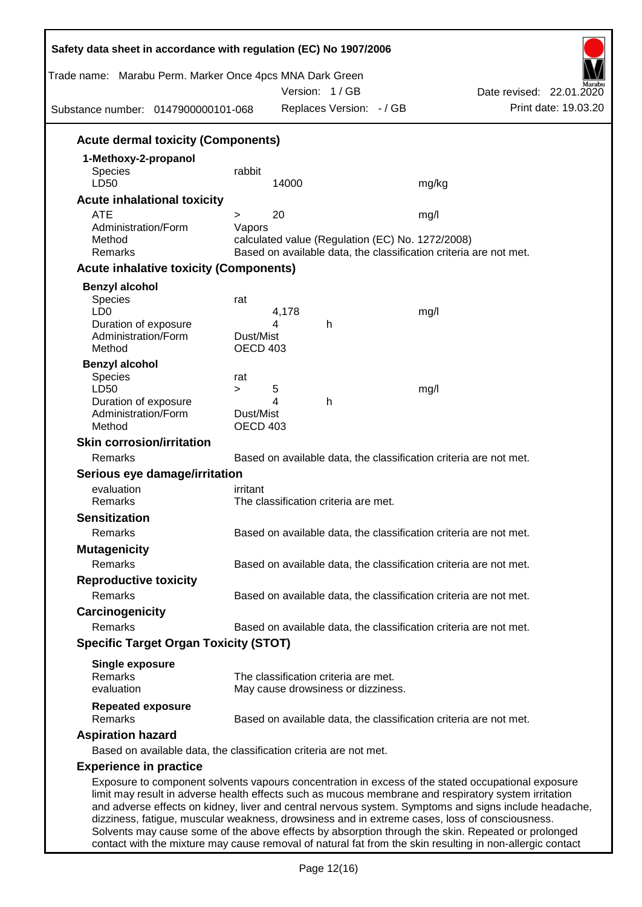### Acute dermal toxicity (Components)

**1-Methoxy-2-propanol**

| | | | |
|---|---|---|---|
| Species | rabbit | | |
| LD50 | 14000 | | mg/kg |

### Acute inhalational toxicity

| | | | |
|---|---|---|---|
| ATE | > 20 | | mg/l |
| Administration/Form | Vapors | | |
| Method | calculated value (Regulation (EC) No. 1272/2008) | | |
| Remarks | Based on available data, the classification criteria are not met. | | |

### Acute inhalative toxicity (Components)

**Benzyl alcohol**

| | | | |
|---|---|---|---|
| Species | rat | | |
| LD0 | 4,178 | | mg/l |
| Duration of exposure | 4 | h | |
| Administration/Form | Dust/Mist | | |
| Method | OECD 403 | | |

**Benzyl alcohol**

| | | | |
|---|---|---|---|
| Species | rat | | |
| LD50 | > 5 | | mg/l |
| Duration of exposure | 4 | h | |
| Administration/Form | Dust/Mist | | |
| Method | OECD 403 | | |

### Skin corrosion/irritation

Remarks: Based on available data, the classification criteria are not met.

### Serious eye damage/irritation

evaluation: irritant
Remarks: The classification criteria are met.

### Sensitization

Remarks: Based on available data, the classification criteria are not met.

### Mutagenicity

Remarks: Based on available data, the classification criteria are not met.

### Reproductive toxicity

Remarks: Based on available data, the classification criteria are not met.

### Carcinogenicity

Remarks: Based on available data, the classification criteria are not met.

### Specific Target Organ Toxicity (STOT)

**Single exposure**
Remarks: The classification criteria are met.
evaluation: May cause drowsiness or dizziness.

**Repeated exposure**
Remarks: Based on available data, the classification criteria are not met.

### Aspiration hazard

Based on available data, the classification criteria are not met.

### Experience in practice

Exposure to component solvents vapours concentration in excess of the stated occupational exposure limit may result in adverse health effects such as mucous membrane and respiratory system irritation and adverse effects on kidney, liver and central nervous system. Symptoms and signs include headache, dizziness, fatigue, muscular weakness, drowsiness and in extreme cases, loss of consciousness. Solvents may cause some of the above effects by absorption through the skin. Repeated or prolonged contact with the mixture may cause removal of natural fat from the skin resulting in non-allergic contact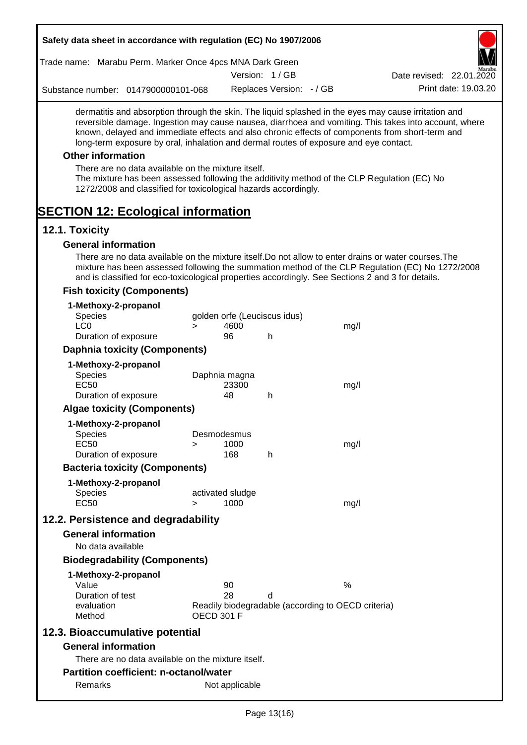dermatitis and absorption through the skin. The liquid splashed in the eyes may cause irritation and reversible damage. Ingestion may cause nausea, diarrhoea and vomiting. This takes into account, where known, delayed and immediate effects and also chronic effects of components from short-term and long-term exposure by oral, inhalation and dermal routes of exposure and eye contact.

### Other information

There are no data available on the mixture itself.
The mixture has been assessed following the additivity method of the CLP Regulation (EC) No 1272/2008 and classified for toxicological hazards accordingly.

# SECTION 12: Ecological information

## 12.1. Toxicity

### General information

There are no data available on the mixture itself.Do not allow to enter drains or water courses.The mixture has been assessed following the summation method of the CLP Regulation (EC) No 1272/2008 and is classified for eco-toxicological properties accordingly. See Sections 2 and 3 for details.

### Fish toxicity (Components)

**1-Methoxy-2-propanol**

| | | | | |
|---|---|---|---|---|
| Species | golden orfe (Leuciscus idus) | | | |
| LC0 | > | 4600 | | mg/l |
| Duration of exposure | | 96 | h | |

### Daphnia toxicity (Components)

**1-Methoxy-2-propanol**

| | | | | |
|---|---|---|---|---|
| Species | Daphnia magna | | | |
| EC50 | | 23300 | | mg/l |
| Duration of exposure | | 48 | h | |

### Algae toxicity (Components)

**1-Methoxy-2-propanol**

| | | | | |
|---|---|---|---|---|
| Species | Desmodesmus | | | |
| EC50 | > | 1000 | | mg/l |
| Duration of exposure | | 168 | h | |

### Bacteria toxicity (Components)

**1-Methoxy-2-propanol**

| | | | | |
|---|---|---|---|---|
| Species | activated sludge | | | |
| EC50 | > | 1000 | | mg/l |

## 12.2. Persistence and degradability

### General information

No data available

### Biodegradability (Components)

**1-Methoxy-2-propanol**

| | | | |
|---|---|---|---|
| Value | 90 | | % |
| Duration of test | 28 | d | |
| evaluation | Readily biodegradable (according to OECD criteria) | | |
| Method | OECD 301 F | | |

## 12.3. Bioaccumulative potential

### General information

There are no data available on the mixture itself.

### Partition coefficient: n-octanol/water

| | |
|---|---|
| Remarks | Not applicable |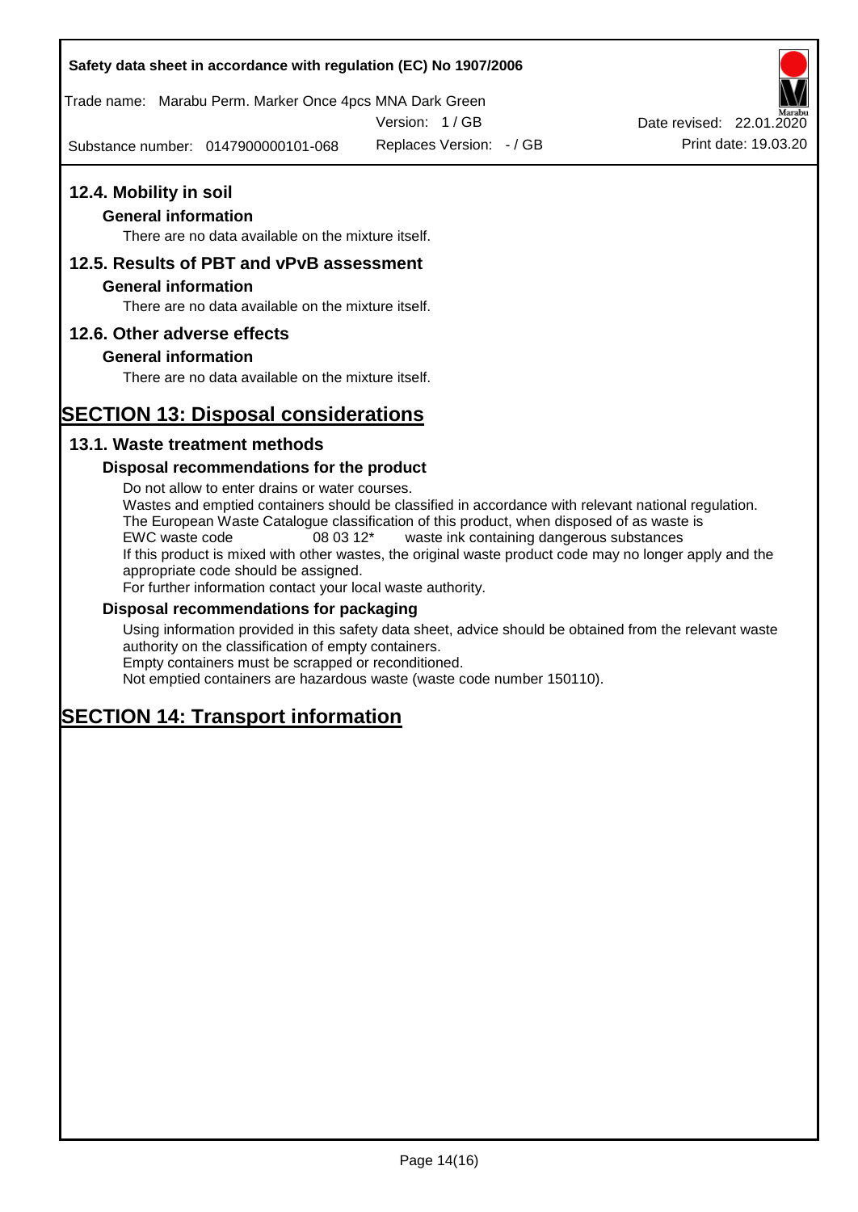## 12.4. Mobility in soil

### General information

There are no data available on the mixture itself.

## 12.5. Results of PBT and vPvB assessment

### General information

There are no data available on the mixture itself.

## 12.6. Other adverse effects

### General information

There are no data available on the mixture itself.

# SECTION 13: Disposal considerations

## 13.1. Waste treatment methods

### Disposal recommendations for the product

Do not allow to enter drains or water courses.
Wastes and emptied containers should be classified in accordance with relevant national regulation.
The European Waste Catalogue classification of this product, when disposed of as waste is
EWC waste code 08 03 12* waste ink containing dangerous substances
If this product is mixed with other wastes, the original waste product code may no longer apply and the appropriate code should be assigned.
For further information contact your local waste authority.

### Disposal recommendations for packaging

Using information provided in this safety data sheet, advice should be obtained from the relevant waste authority on the classification of empty containers.
Empty containers must be scrapped or reconditioned.
Not emptied containers are hazardous waste (waste code number 150110).

# SECTION 14: Transport information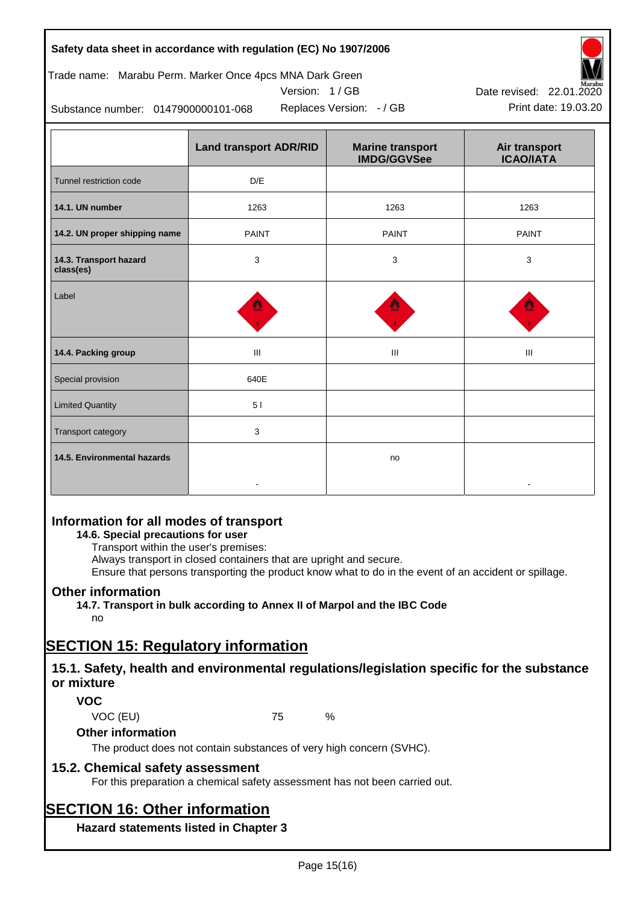| | Land transport ADR/RID | Marine transport IMDG/GGVSee | Air transport ICAO/IATA |
|---|---|---|---|
| Tunnel restriction code | D/E | | |
| **14.1. UN number** | 1263 | 1263 | 1263 |
| **14.2. UN proper shipping name** | PAINT | PAINT | PAINT |
| **14.3. Transport hazard class(es)** | 3 | 3 | 3 |
| Label | | | |
| **14.4. Packing group** | III | III | III |
| Special provision | 640E | | |
| Limited Quantity | 5 l | | |
| Transport category | 3 | | |
| **14.5. Environmental hazards** | - | no | - |

## Information for all modes of transport

**14.6. Special precautions for user**

Transport within the user's premises:
Always transport in closed containers that are upright and secure.
Ensure that persons transporting the product know what to do in the event of an accident or spillage.

## Other information

**14.7. Transport in bulk according to Annex II of Marpol and the IBC Code**

no

# SECTION 15: Regulatory information

## 15.1. Safety, health and environmental regulations/legislation specific for the substance or mixture

### VOC

VOC (EU) 75 %

### Other information

The product does not contain substances of very high concern (SVHC).

## 15.2. Chemical safety assessment

For this preparation a chemical safety assessment has not been carried out.

# SECTION 16: Other information

### Hazard statements listed in Chapter 3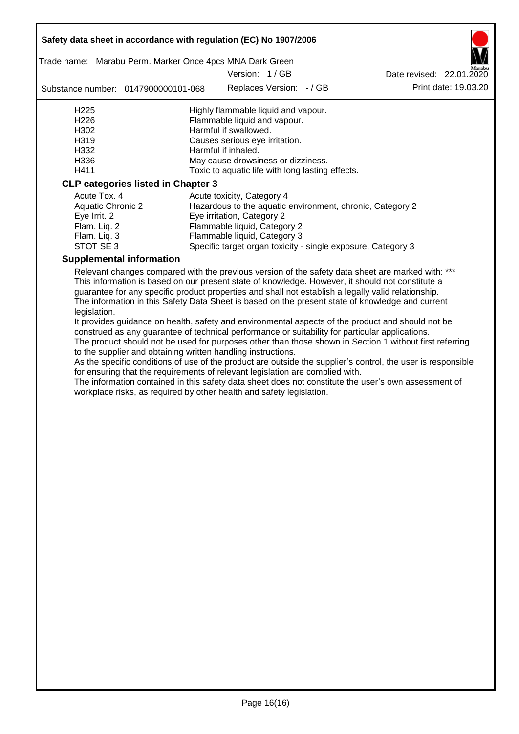| | |
|---|---|
| H225 | Highly flammable liquid and vapour. |
| H226 | Flammable liquid and vapour. |
| H302 | Harmful if swallowed. |
| H319 | Causes serious eye irritation. |
| H332 | Harmful if inhaled. |
| H336 | May cause drowsiness or dizziness. |
| H411 | Toxic to aquatic life with long lasting effects. |

### CLP categories listed in Chapter 3

| | |
|---|---|
| Acute Tox. 4 | Acute toxicity, Category 4 |
| Aquatic Chronic 2 | Hazardous to the aquatic environment, chronic, Category 2 |
| Eye Irrit. 2 | Eye irritation, Category 2 |
| Flam. Liq. 2 | Flammable liquid, Category 2 |
| Flam. Liq. 3 | Flammable liquid, Category 3 |
| STOT SE 3 | Specific target organ toxicity - single exposure, Category 3 |

### Supplemental information

Relevant changes compared with the previous version of the safety data sheet are marked with: ***
This information is based on our present state of knowledge. However, it should not constitute a guarantee for any specific product properties and shall not establish a legally valid relationship.
The information in this Safety Data Sheet is based on the present state of knowledge and current legislation.
It provides guidance on health, safety and environmental aspects of the product and should not be construed as any guarantee of technical performance or suitability for particular applications.
The product should not be used for purposes other than those shown in Section 1 without first referring to the supplier and obtaining written handling instructions.
As the specific conditions of use of the product are outside the supplier's control, the user is responsible for ensuring that the requirements of relevant legislation are complied with.
The information contained in this safety data sheet does not constitute the user's own assessment of workplace risks, as required by other health and safety legislation.